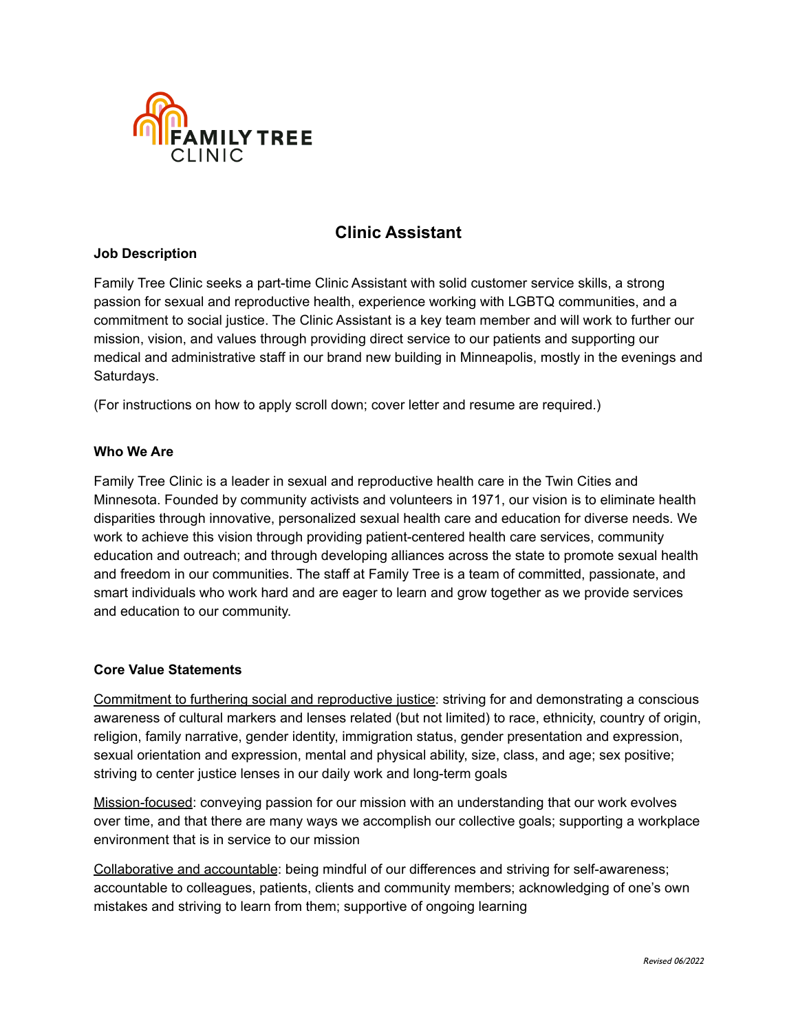FAMILY TREE CLINIC

# Clinic Assistant

**Job Description**

Family Tree Clinic seeks a part-time Clinic Assistant with solid customer service skills, a strong passion for sexual and reproductive health, experience working with LGBTQ communities, and a commitment to social justice. The Clinic Assistant is a key team member and will work to further our mission, vision, and values through providing direct service to our patients and supporting our medical and administrative staff in our brand new building in Minneapolis, mostly in the evenings and Saturdays.

(For instructions on how to apply scroll down; cover letter and resume are required.)

**Who We Are**

Family Tree Clinic is a leader in sexual and reproductive health care in the Twin Cities and Minnesota. Founded by community activists and volunteers in 1971, our vision is to eliminate health disparities through innovative, personalized sexual health care and education for diverse needs. We work to achieve this vision through providing patient-centered health care services, community education and outreach; and through developing alliances across the state to promote sexual health and freedom in our communities. The staff at Family Tree is a team of committed, passionate, and smart individuals who work hard and are eager to learn and grow together as we provide services and education to our community.

**Core Value Statements**

Commitment to furthering social and reproductive justice: striving for and demonstrating a conscious awareness of cultural markers and lenses related (but not limited) to race, ethnicity, country of origin, religion, family narrative, gender identity, immigration status, gender presentation and expression, sexual orientation and expression, mental and physical ability, size, class, and age; sex positive; striving to center justice lenses in our daily work and long-term goals

Mission-focused: conveying passion for our mission with an understanding that our work evolves over time, and that there are many ways we accomplish our collective goals; supporting a workplace environment that is in service to our mission

Collaborative and accountable: being mindful of our differences and striving for self-awareness; accountable to colleagues, patients, clients and community members; acknowledging of one's own mistakes and striving to learn from them; supportive of ongoing learning

*Revised 06/2022*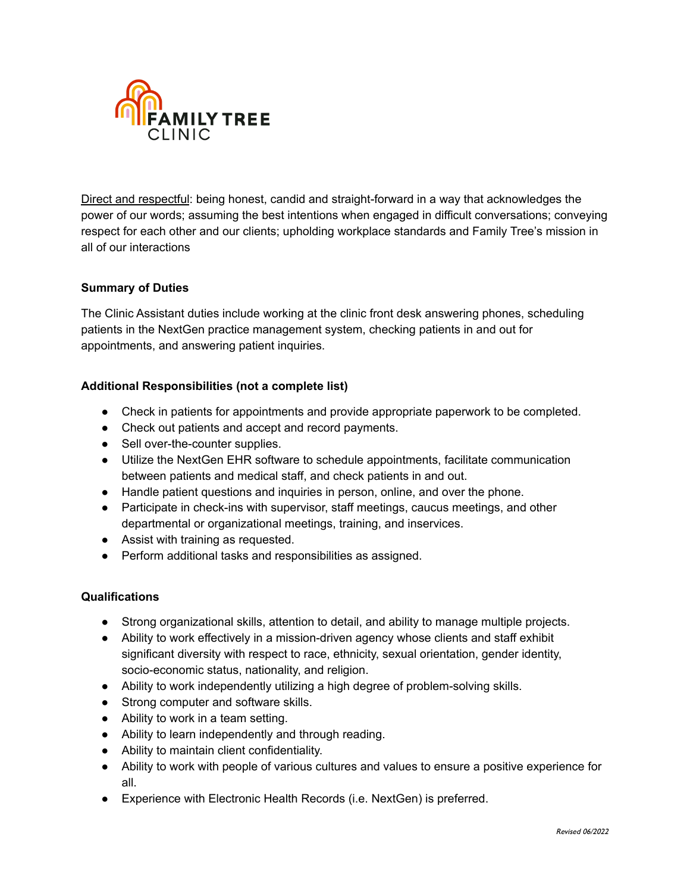Direct and respectful: being honest, candid and straight-forward in a way that acknowledges the power of our words; assuming the best intentions when engaged in difficult conversations; conveying respect for each other and our clients; upholding workplace standards and Family Tree's mission in all of our interactions

**Summary of Duties**

The Clinic Assistant duties include working at the clinic front desk answering phones, scheduling patients in the NextGen practice management system, checking patients in and out for appointments, and answering patient inquiries.

**Additional Responsibilities (not a complete list)**

- Check in patients for appointments and provide appropriate paperwork to be completed.
- Check out patients and accept and record payments.
- Sell over-the-counter supplies.
- Utilize the NextGen EHR software to schedule appointments, facilitate communication between patients and medical staff, and check patients in and out.
- Handle patient questions and inquiries in person, online, and over the phone.
- Participate in check-ins with supervisor, staff meetings, caucus meetings, and other departmental or organizational meetings, training, and inservices.
- Assist with training as requested.
- Perform additional tasks and responsibilities as assigned.

**Qualifications**

- Strong organizational skills, attention to detail, and ability to manage multiple projects.
- Ability to work effectively in a mission-driven agency whose clients and staff exhibit significant diversity with respect to race, ethnicity, sexual orientation, gender identity, socio-economic status, nationality, and religion.
- Ability to work independently utilizing a high degree of problem-solving skills.
- Strong computer and software skills.
- Ability to work in a team setting.
- Ability to learn independently and through reading.
- Ability to maintain client confidentiality.
- Ability to work with people of various cultures and values to ensure a positive experience for all.
- Experience with Electronic Health Records (i.e. NextGen) is preferred.

*Revised 06/2022*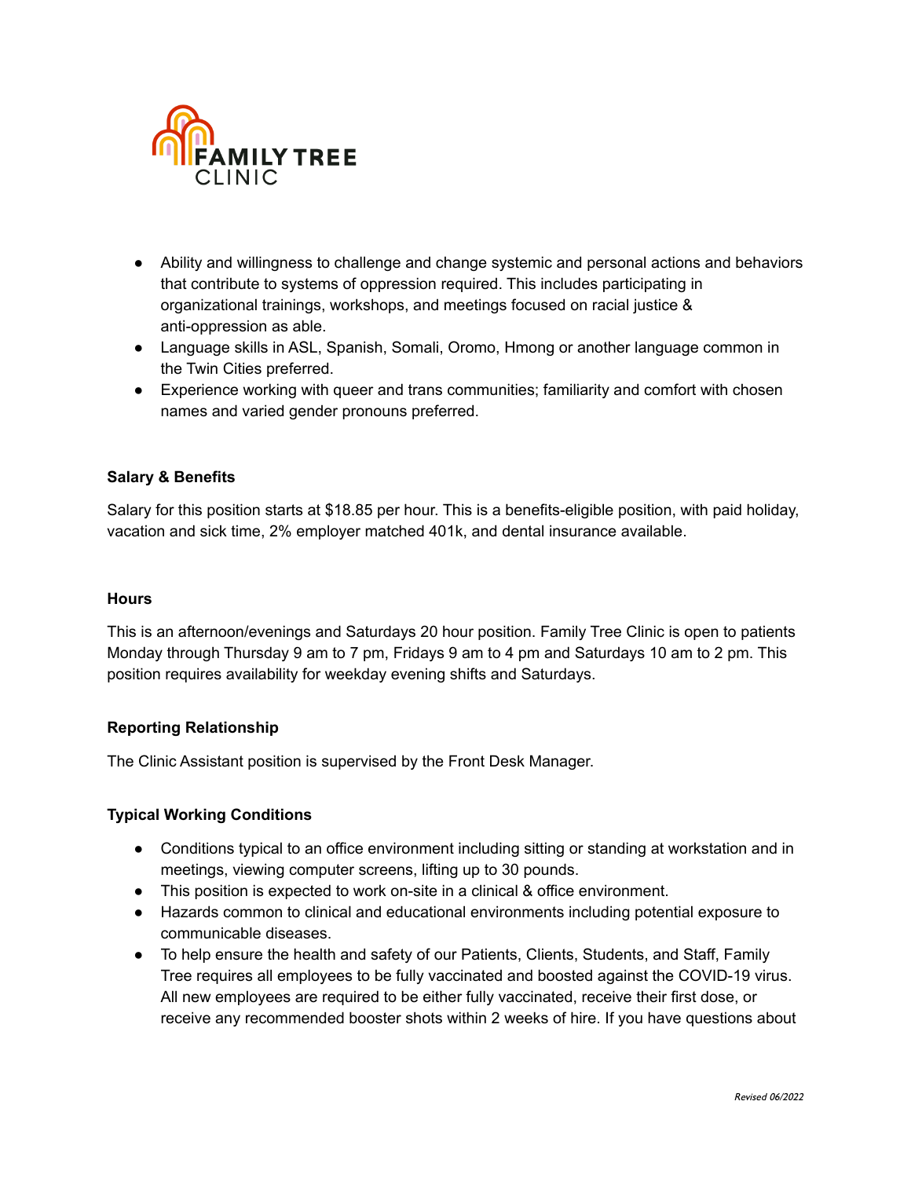- Ability and willingness to challenge and change systemic and personal actions and behaviors that contribute to systems of oppression required. This includes participating in organizational trainings, workshops, and meetings focused on racial justice & anti-oppression as able.
- Language skills in ASL, Spanish, Somali, Oromo, Hmong or another language common in the Twin Cities preferred.
- Experience working with queer and trans communities; familiarity and comfort with chosen names and varied gender pronouns preferred.

**Salary & Benefits**

Salary for this position starts at $18.85 per hour. This is a benefits-eligible position, with paid holiday, vacation and sick time, 2% employer matched 401k, and dental insurance available.

**Hours**

This is an afternoon/evenings and Saturdays 20 hour position. Family Tree Clinic is open to patients Monday through Thursday 9 am to 7 pm, Fridays 9 am to 4 pm and Saturdays 10 am to 2 pm. This position requires availability for weekday evening shifts and Saturdays.

**Reporting Relationship**

The Clinic Assistant position is supervised by the Front Desk Manager.

**Typical Working Conditions**

- Conditions typical to an office environment including sitting or standing at workstation and in meetings, viewing computer screens, lifting up to 30 pounds.
- This position is expected to work on-site in a clinical & office environment.
- Hazards common to clinical and educational environments including potential exposure to communicable diseases.
- To help ensure the health and safety of our Patients, Clients, Students, and Staff, Family Tree requires all employees to be fully vaccinated and boosted against the COVID-19 virus. All new employees are required to be either fully vaccinated, receive their first dose, or receive any recommended booster shots within 2 weeks of hire. If you have questions about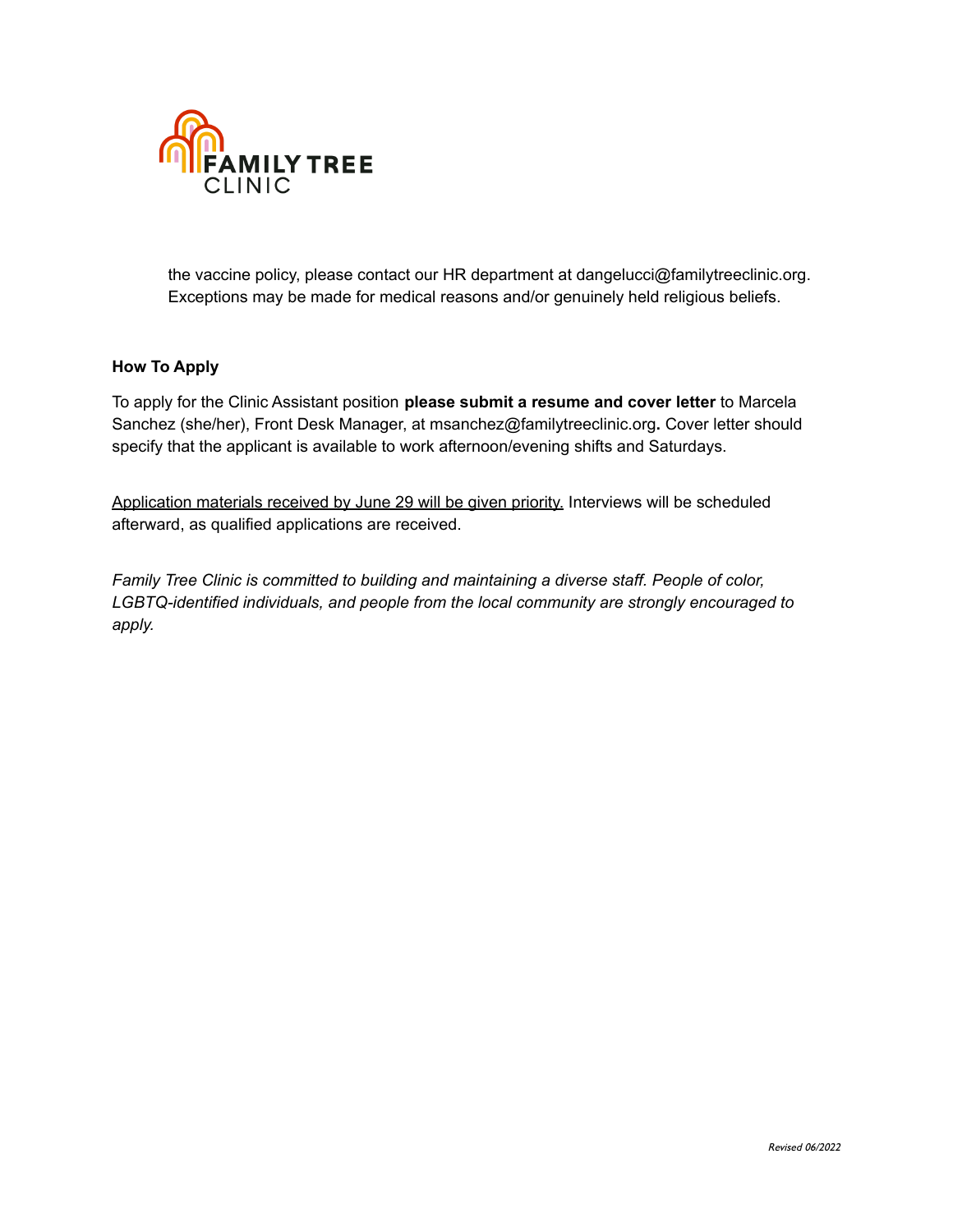the vaccine policy, please contact our HR department at dangelucci@familytreeclinic.org. Exceptions may be made for medical reasons and/or genuinely held religious beliefs.

**How To Apply**

To apply for the Clinic Assistant position **please submit a resume and cover letter** to Marcela Sanchez (she/her), Front Desk Manager, at msanchez@familytreeclinic.org**.** Cover letter should specify that the applicant is available to work afternoon/evening shifts and Saturdays.

<u>Application materials received by June 29 will be given priority.</u> Interviews will be scheduled afterward, as qualified applications are received.

*Family Tree Clinic is committed to building and maintaining a diverse staff. People of color, LGBTQ-identified individuals, and people from the local community are strongly encouraged to apply.*

*Revised 06/2022*